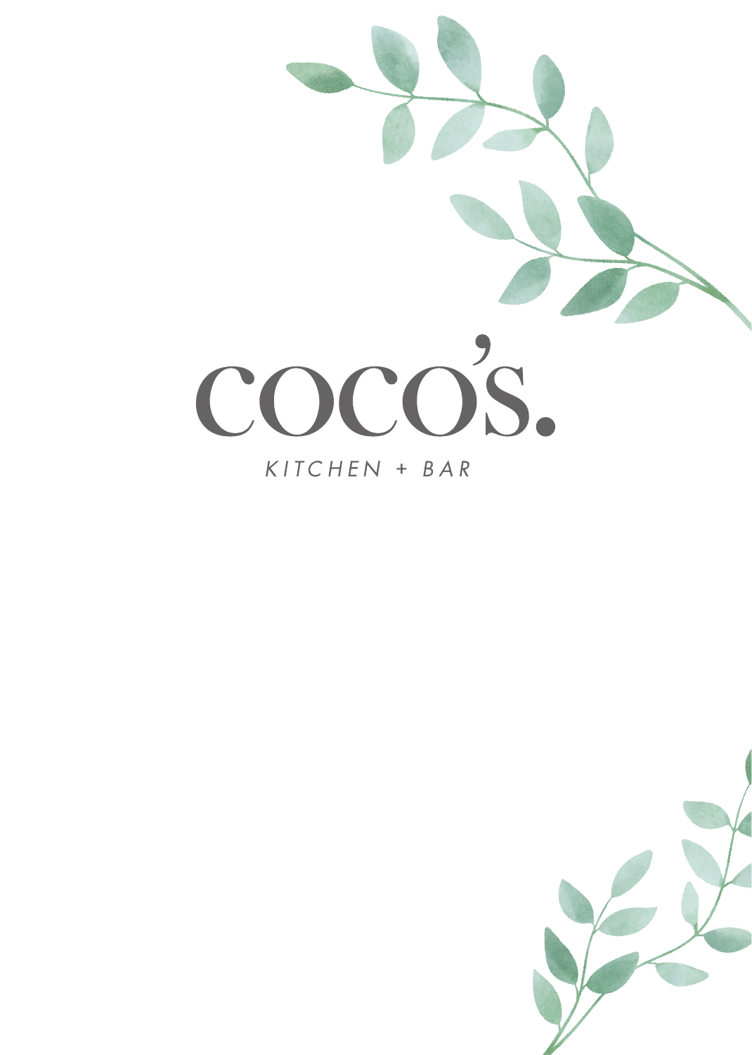# coco's.

KITCHEN + BAR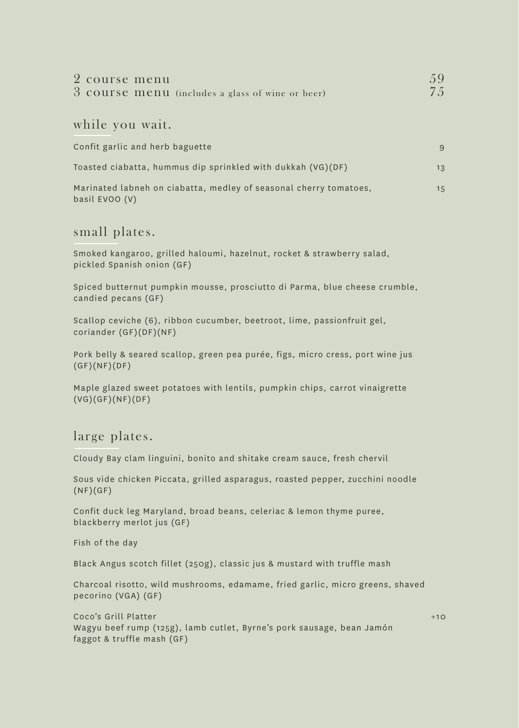2 course menu 59
3 course menu (includes a glass of wine or beer) 75

## while you wait.

Confit garlic and herb baguette 9

Toasted ciabatta, hummus dip sprinkled with dukkah (VG)(DF) 13

Marinated labneh on ciabatta, medley of seasonal cherry tomatoes, basil EVOO (V) 15

## small plates.

Smoked kangaroo, grilled haloumi, hazelnut, rocket & strawberry salad, pickled Spanish onion (GF)

Spiced butternut pumpkin mousse, prosciutto di Parma, blue cheese crumble, candied pecans (GF)

Scallop ceviche (6), ribbon cucumber, beetroot, lime, passionfruit gel, coriander (GF)(DF)(NF)

Pork belly & seared scallop, green pea purée, figs, micro cress, port wine jus (GF)(NF)(DF)

Maple glazed sweet potatoes with lentils, pumpkin chips, carrot vinaigrette (VG)(GF)(NF)(DF)

## large plates.

Cloudy Bay clam linguini, bonito and shitake cream sauce, fresh chervil

Sous vide chicken Piccata, grilled asparagus, roasted pepper, zucchini noodle (NF)(GF)

Confit duck leg Maryland, broad beans, celeriac & lemon thyme puree, blackberry merlot jus (GF)

Fish of the day

Black Angus scotch fillet (250g), classic jus & mustard with truffle mash

Charcoal risotto, wild mushrooms, edamame, fried garlic, micro greens, shaved pecorino (VGA) (GF)

Coco's Grill Platter +10
Wagyu beef rump (125g), lamb cutlet, Byrne's pork sausage, bean Jamón faggot & truffle mash (GF)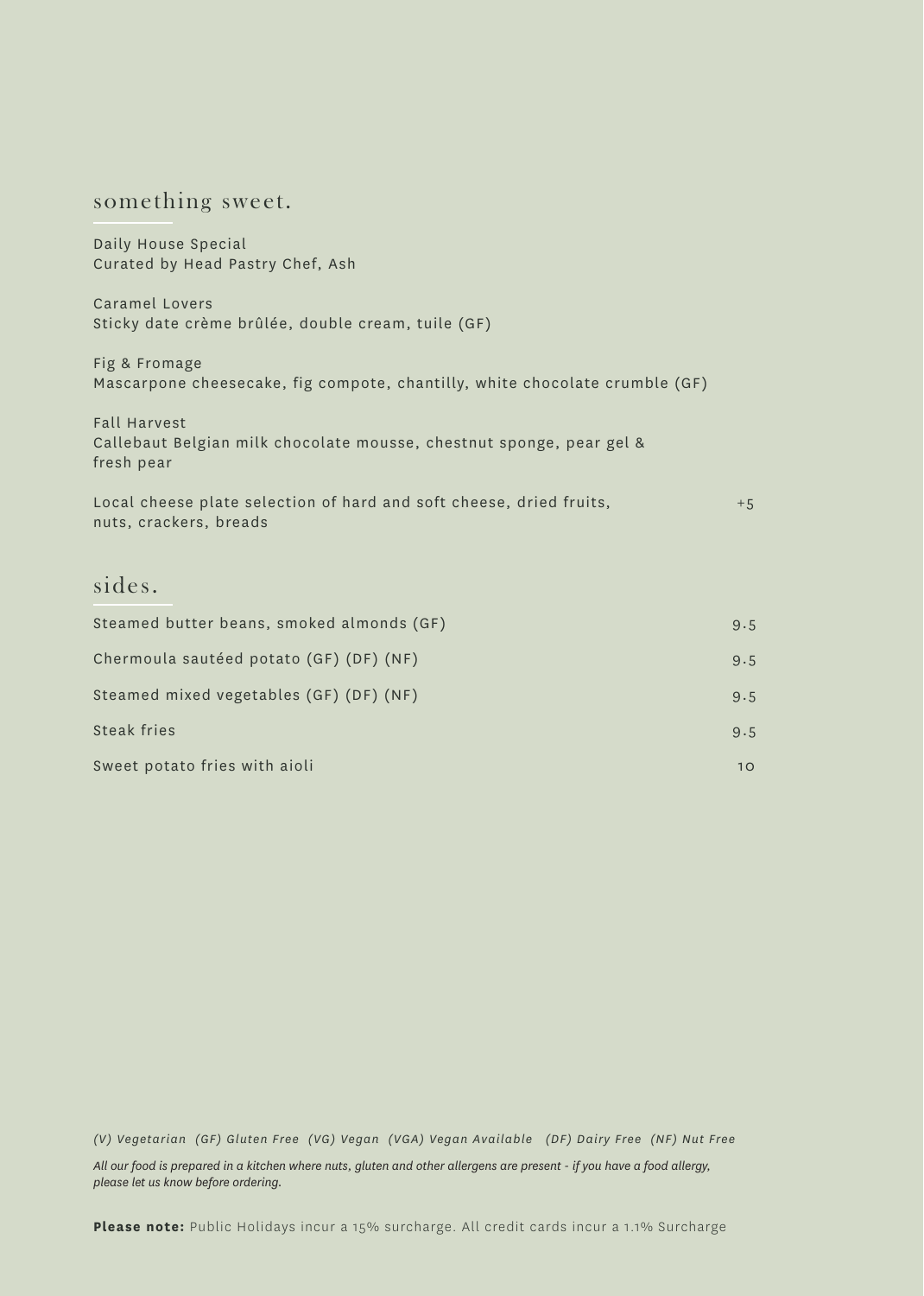## something sweet.

Daily House Special
Curated by Head Pastry Chef, Ash

Caramel Lovers
Sticky date crème brûlée, double cream, tuile (GF)

Fig & Fromage
Mascarpone cheesecake, fig compote, chantilly, white chocolate crumble (GF)

Fall Harvest
Callebaut Belgian milk chocolate mousse, chestnut sponge, pear gel & fresh pear

Local cheese plate selection of hard and soft cheese, dried fruits, nuts, crackers, breads — +5

## sides.

| | |
|---|---|
| Steamed butter beans, smoked almonds (GF) | 9.5 |
| Chermoula sautéed potato (GF) (DF) (NF) | 9.5 |
| Steamed mixed vegetables (GF) (DF) (NF) | 9.5 |
| Steak fries | 9.5 |
| Sweet potato fries with aioli | 10 |

*(V) Vegetarian (GF) Gluten Free (VG) Vegan (VGA) Vegan Available (DF) Dairy Free (NF) Nut Free*

*All our food is prepared in a kitchen where nuts, gluten and other allergens are present - if you have a food allergy, please let us know before ordering.*

**Please note:** Public Holidays incur a 15% surcharge. All credit cards incur a 1.1% Surcharge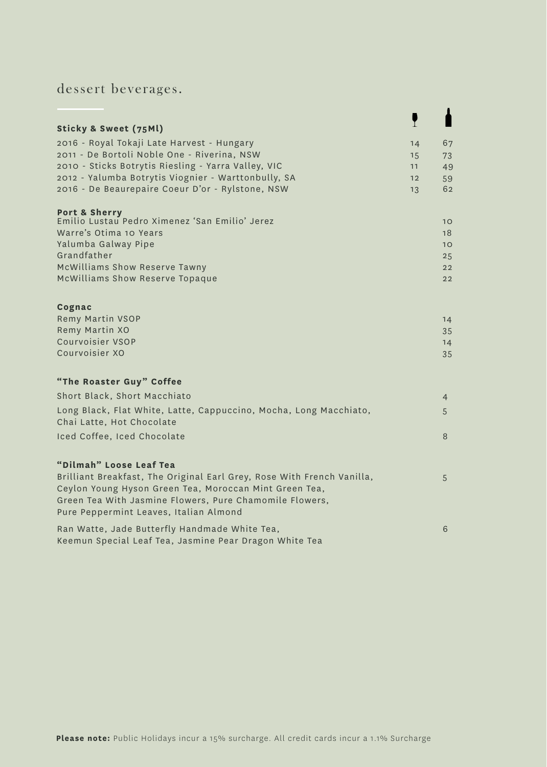# dessert beverages.

### Sticky & Sweet (75Ml)

| | Glass | Bottle |
|---|---|---|
| 2016 - Royal Tokaji Late Harvest - Hungary | 14 | 67 |
| 2011 - De Bortoli Noble One - Riverina, NSW | 15 | 73 |
| 2010 - Sticks Botrytis Riesling - Yarra Valley, VIC | 11 | 49 |
| 2012 - Yalumba Botrytis Viognier - Warttonbully, SA | 12 | 59 |
| 2016 - De Beaurepaire Coeur D'or - Rylstone, NSW | 13 | 62 |

### Port & Sherry

| | |
|---|---|
| Emilio Lustau Pedro Ximenez 'San Emilio' Jerez | 10 |
| Warre's Otima 10 Years | 18 |
| Yalumba Galway Pipe | 10 |
| Grandfather | 25 |
| McWilliams Show Reserve Tawny | 22 |
| McWilliams Show Reserve Topaque | 22 |

### Cognac

| | |
|---|---|
| Remy Martin VSOP | 14 |
| Remy Martin XO | 35 |
| Courvoisier VSOP | 14 |
| Courvoisier XO | 35 |

### "The Roaster Guy" Coffee

| | |
|---|---|
| Short Black, Short Macchiato | 4 |
| Long Black, Flat White, Latte, Cappuccino, Mocha, Long Macchiato, Chai Latte, Hot Chocolate | 5 |
| Iced Coffee, Iced Chocolate | 8 |

### "Dilmah" Loose Leaf Tea

| | |
|---|---|
| Brilliant Breakfast, The Original Earl Grey, Rose With French Vanilla, Ceylon Young Hyson Green Tea, Moroccan Mint Green Tea, Green Tea With Jasmine Flowers, Pure Chamomile Flowers, Pure Peppermint Leaves, Italian Almond | 5 |
| Ran Watte, Jade Butterfly Handmade White Tea, Keemun Special Leaf Tea, Jasmine Pear Dragon White Tea | 6 |

**Please note:** Public Holidays incur a 15% surcharge. All credit cards incur a 1.1% Surcharge